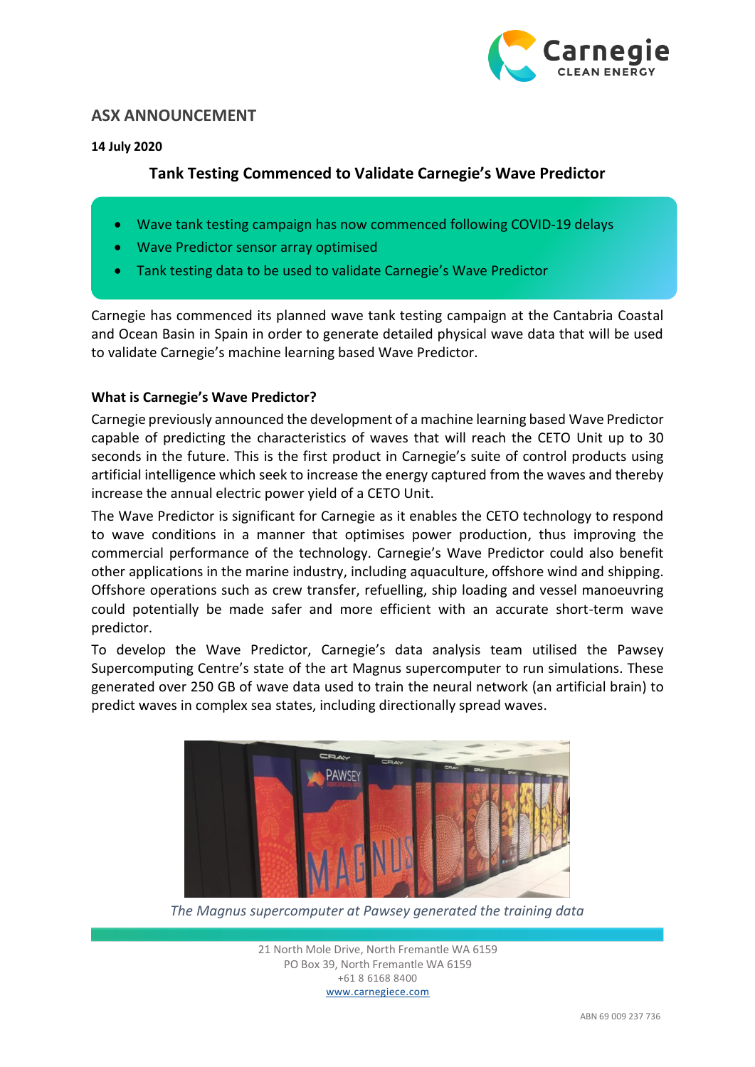# ASX ANNOUNCEMENT

**14 July 2020**

## Tank Testing Commenced to Validate Carnegie's Wave Predictor

- Wave tank testing campaign has now commenced following COVID-19 delays
- Wave Predictor sensor array optimised
- Tank testing data to be used to validate Carnegie's Wave Predictor

Carnegie has commenced its planned wave tank testing campaign at the Cantabria Coastal and Ocean Basin in Spain in order to generate detailed physical wave data that will be used to validate Carnegie's machine learning based Wave Predictor.

### What is Carnegie's Wave Predictor?

Carnegie previously announced the development of a machine learning based Wave Predictor capable of predicting the characteristics of waves that will reach the CETO Unit up to 30 seconds in the future. This is the first product in Carnegie's suite of control products using artificial intelligence which seek to increase the energy captured from the waves and thereby increase the annual electric power yield of a CETO Unit.

The Wave Predictor is significant for Carnegie as it enables the CETO technology to respond to wave conditions in a manner that optimises power production, thus improving the commercial performance of the technology. Carnegie's Wave Predictor could also benefit other applications in the marine industry, including aquaculture, offshore wind and shipping. Offshore operations such as crew transfer, refuelling, ship loading and vessel manoeuvring could potentially be made safer and more efficient with an accurate short-term wave predictor.

To develop the Wave Predictor, Carnegie's data analysis team utilised the Pawsey Supercomputing Centre's state of the art Magnus supercomputer to run simulations. These generated over 250 GB of wave data used to train the neural network (an artificial brain) to predict waves in complex sea states, including directionally spread waves.

*The Magnus supercomputer at Pawsey generated the training data*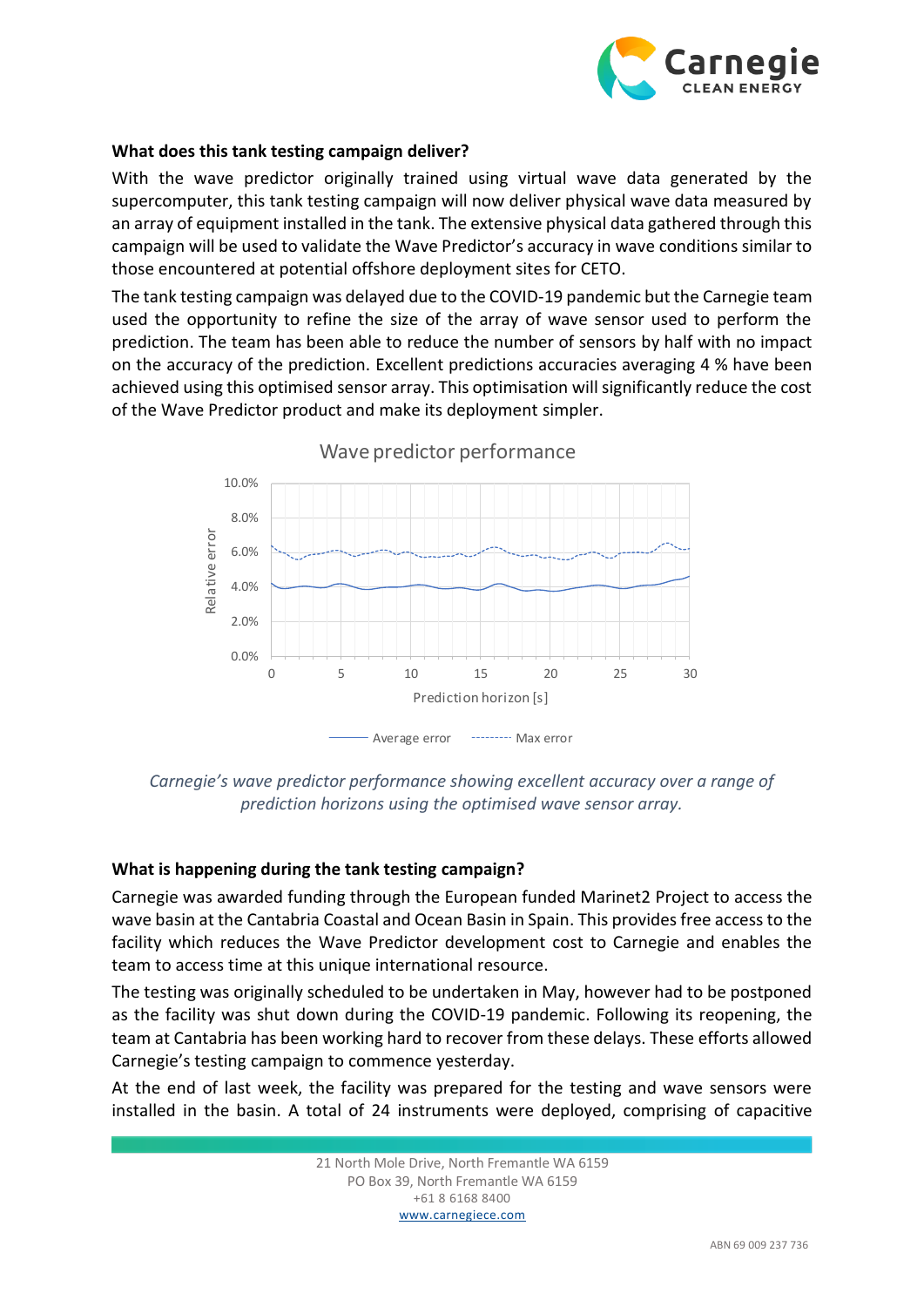### What does this tank testing campaign deliver?

With the wave predictor originally trained using virtual wave data generated by the supercomputer, this tank testing campaign will now deliver physical wave data measured by an array of equipment installed in the tank. The extensive physical data gathered through this campaign will be used to validate the Wave Predictor's accuracy in wave conditions similar to those encountered at potential offshore deployment sites for CETO.

The tank testing campaign was delayed due to the COVID-19 pandemic but the Carnegie team used the opportunity to refine the size of the array of wave sensor used to perform the prediction. The team has been able to reduce the number of sensors by half with no impact on the accuracy of the prediction. Excellent predictions accuracies averaging 4 % have been achieved using this optimised sensor array. This optimisation will significantly reduce the cost of the Wave Predictor product and make its deployment simpler.

*Carnegie's wave predictor performance showing excellent accuracy over a range of prediction horizons using the optimised wave sensor array.*

### What is happening during the tank testing campaign?

Carnegie was awarded funding through the European funded Marinet2 Project to access the wave basin at the Cantabria Coastal and Ocean Basin in Spain. This provides free access to the facility which reduces the Wave Predictor development cost to Carnegie and enables the team to access time at this unique international resource.

The testing was originally scheduled to be undertaken in May, however had to be postponed as the facility was shut down during the COVID-19 pandemic. Following its reopening, the team at Cantabria has been working hard to recover from these delays. These efforts allowed Carnegie's testing campaign to commence yesterday.

At the end of last week, the facility was prepared for the testing and wave sensors were installed in the basin. A total of 24 instruments were deployed, comprising of capacitive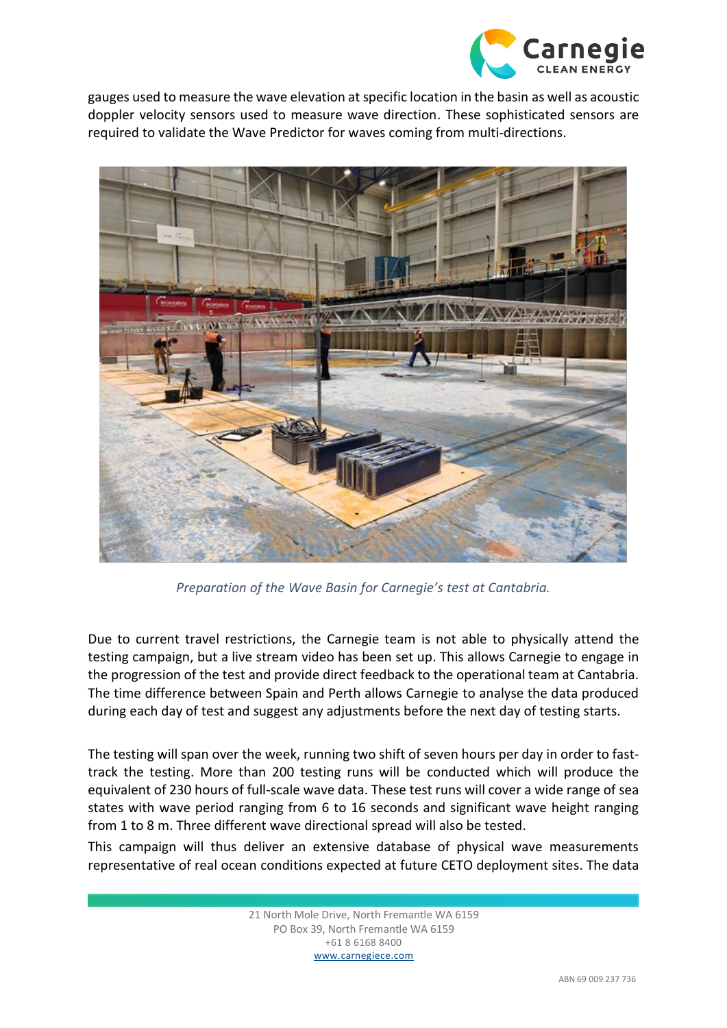gauges used to measure the wave elevation at specific location in the basin as well as acoustic doppler velocity sensors used to measure wave direction. These sophisticated sensors are required to validate the Wave Predictor for waves coming from multi-directions.

*Preparation of the Wave Basin for Carnegie's test at Cantabria.*

Due to current travel restrictions, the Carnegie team is not able to physically attend the testing campaign, but a live stream video has been set up. This allows Carnegie to engage in the progression of the test and provide direct feedback to the operational team at Cantabria. The time difference between Spain and Perth allows Carnegie to analyse the data produced during each day of test and suggest any adjustments before the next day of testing starts.

The testing will span over the week, running two shift of seven hours per day in order to fast-track the testing. More than 200 testing runs will be conducted which will produce the equivalent of 230 hours of full-scale wave data. These test runs will cover a wide range of sea states with wave period ranging from 6 to 16 seconds and significant wave height ranging from 1 to 8 m. Three different wave directional spread will also be tested.

This campaign will thus deliver an extensive database of physical wave measurements representative of real ocean conditions expected at future CETO deployment sites. The data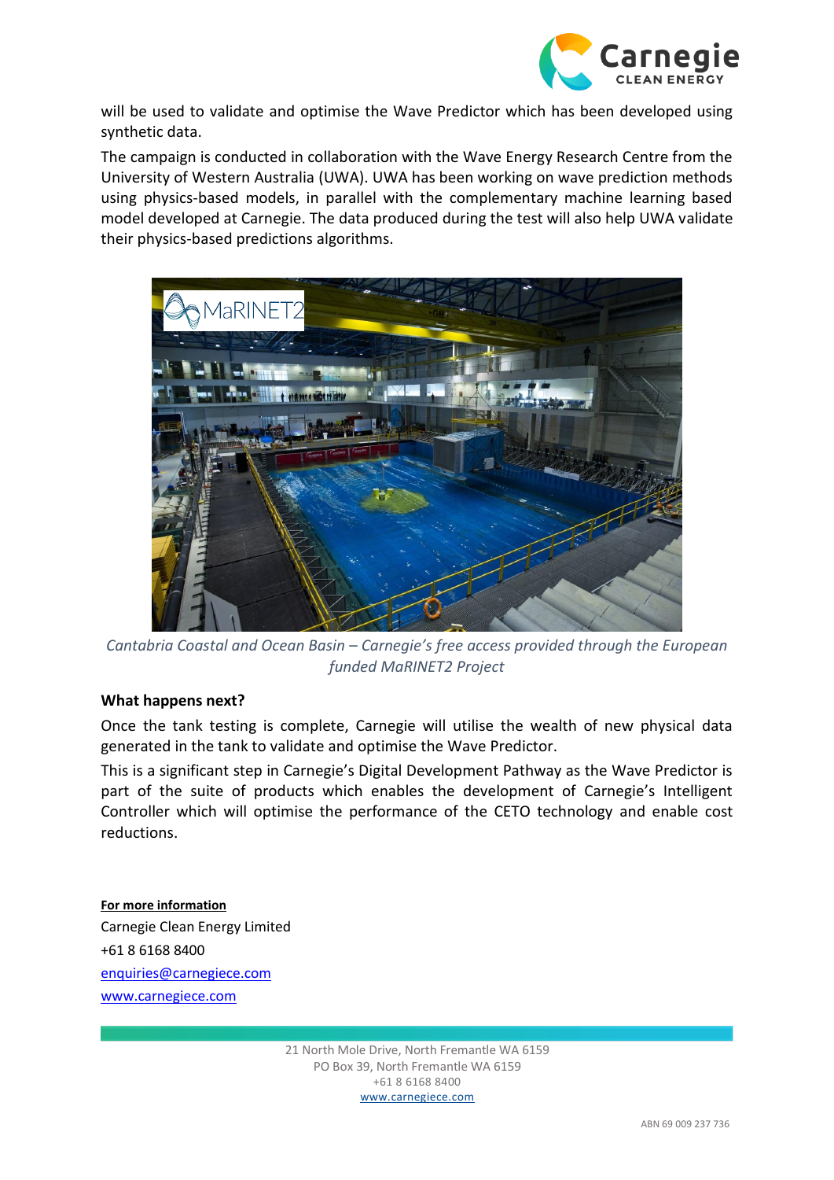will be used to validate and optimise the Wave Predictor which has been developed using synthetic data.

The campaign is conducted in collaboration with the Wave Energy Research Centre from the University of Western Australia (UWA). UWA has been working on wave prediction methods using physics-based models, in parallel with the complementary machine learning based model developed at Carnegie. The data produced during the test will also help UWA validate their physics-based predictions algorithms.

*Cantabria Coastal and Ocean Basin – Carnegie's free access provided through the European funded MaRINET2 Project*

**What happens next?**

Once the tank testing is complete, Carnegie will utilise the wealth of new physical data generated in the tank to validate and optimise the Wave Predictor.

This is a significant step in Carnegie's Digital Development Pathway as the Wave Predictor is part of the suite of products which enables the development of Carnegie's Intelligent Controller which will optimise the performance of the CETO technology and enable cost reductions.

**For more information**

Carnegie Clean Energy Limited
+61 8 6168 8400
enquiries@carnegiece.com
www.carnegiece.com